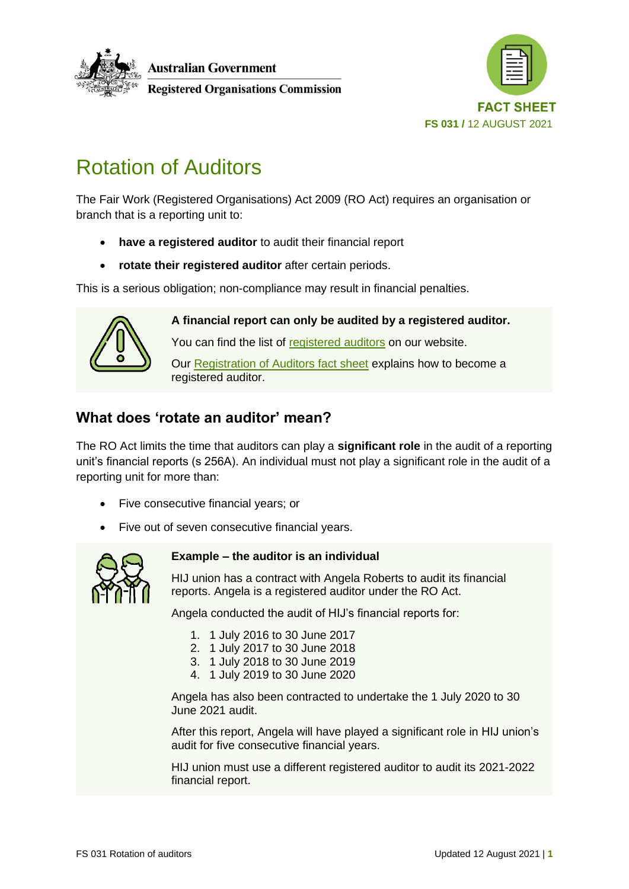Australian Government
Registered Organisations Commission

FACT SHEET
FS 031 / 12 AUGUST 2021

# Rotation of Auditors

The Fair Work (Registered Organisations) Act 2009 (RO Act) requires an organisation or branch that is a reporting unit to:

- **have a registered auditor** to audit their financial report
- **rotate their registered auditor** after certain periods.

This is a serious obligation; non-compliance may result in financial penalties.

**A financial report can only be audited by a registered auditor.**

You can find the list of registered auditors on our website.

Our Registration of Auditors fact sheet explains how to become a registered auditor.

## What does 'rotate an auditor' mean?

The RO Act limits the time that auditors can play a **significant role** in the audit of a reporting unit's financial reports (s 256A). An individual must not play a significant role in the audit of a reporting unit for more than:

- Five consecutive financial years; or
- Five out of seven consecutive financial years.

**Example – the auditor is an individual**

HIJ union has a contract with Angela Roberts to audit its financial reports. Angela is a registered auditor under the RO Act.

Angela conducted the audit of HIJ's financial reports for:

1. 1 July 2016 to 30 June 2017
2. 1 July 2017 to 30 June 2018
3. 1 July 2018 to 30 June 2019
4. 1 July 2019 to 30 June 2020

Angela has also been contracted to undertake the 1 July 2020 to 30 June 2021 audit.

After this report, Angela will have played a significant role in HIJ union's audit for five consecutive financial years.

HIJ union must use a different registered auditor to audit its 2021-2022 financial report.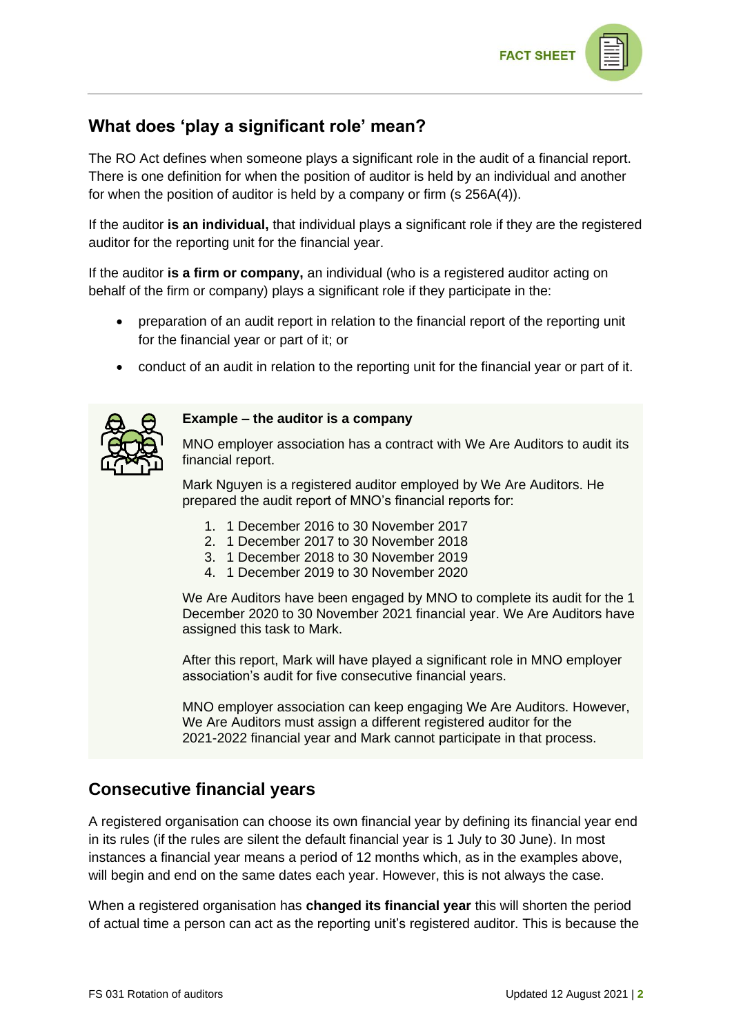## What does ‘play a significant role’ mean?

The RO Act defines when someone plays a significant role in the audit of a financial report. There is one definition for when the position of auditor is held by an individual and another for when the position of auditor is held by a company or firm (s 256A(4)).

If the auditor **is an individual,** that individual plays a significant role if they are the registered auditor for the reporting unit for the financial year.

If the auditor **is a firm or company,** an individual (who is a registered auditor acting on behalf of the firm or company) plays a significant role if they participate in the:

- preparation of an audit report in relation to the financial report of the reporting unit for the financial year or part of it; or
- conduct of an audit in relation to the reporting unit for the financial year or part of it.

**Example – the auditor is a company**

MNO employer association has a contract with We Are Auditors to audit its financial report.

Mark Nguyen is a registered auditor employed by We Are Auditors. He prepared the audit report of MNO’s financial reports for:

1. 1 December 2016 to 30 November 2017
2. 1 December 2017 to 30 November 2018
3. 1 December 2018 to 30 November 2019
4. 1 December 2019 to 30 November 2020

We Are Auditors have been engaged by MNO to complete its audit for the 1 December 2020 to 30 November 2021 financial year. We Are Auditors have assigned this task to Mark.

After this report, Mark will have played a significant role in MNO employer association’s audit for five consecutive financial years.

MNO employer association can keep engaging We Are Auditors. However, We Are Auditors must assign a different registered auditor for the 2021-2022 financial year and Mark cannot participate in that process.

## Consecutive financial years

A registered organisation can choose its own financial year by defining its financial year end in its rules (if the rules are silent the default financial year is 1 July to 30 June). In most instances a financial year means a period of 12 months which, as in the examples above, will begin and end on the same dates each year. However, this is not always the case.

When a registered organisation has **changed its financial year** this will shorten the period of actual time a person can act as the reporting unit’s registered auditor. This is because the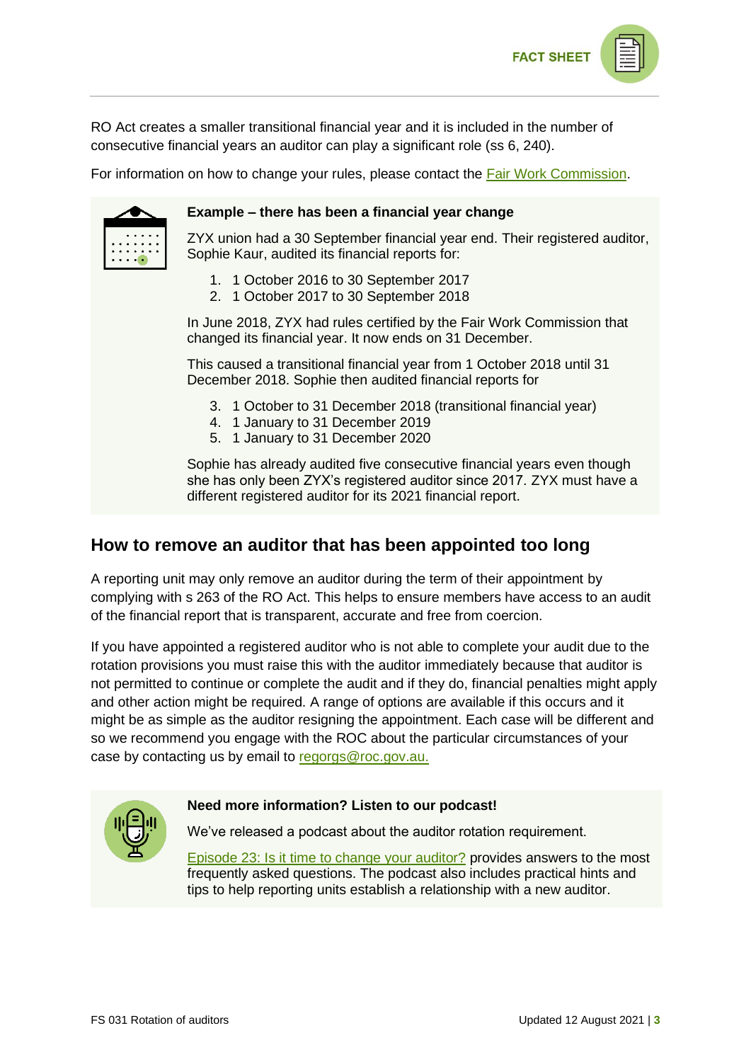RO Act creates a smaller transitional financial year and it is included in the number of consecutive financial years an auditor can play a significant role (ss 6, 240).

For information on how to change your rules, please contact the [Fair Work Commission](#).

**Example – there has been a financial year change**

ZYX union had a 30 September financial year end. Their registered auditor, Sophie Kaur, audited its financial reports for:

1. 1 October 2016 to 30 September 2017
2. 1 October 2017 to 30 September 2018

In June 2018, ZYX had rules certified by the Fair Work Commission that changed its financial year. It now ends on 31 December.

This caused a transitional financial year from 1 October 2018 until 31 December 2018. Sophie then audited financial reports for

3. 1 October to 31 December 2018 (transitional financial year)
4. 1 January to 31 December 2019
5. 1 January to 31 December 2020

Sophie has already audited five consecutive financial years even though she has only been ZYX's registered auditor since 2017. ZYX must have a different registered auditor for its 2021 financial report.

## How to remove an auditor that has been appointed too long

A reporting unit may only remove an auditor during the term of their appointment by complying with s 263 of the RO Act. This helps to ensure members have access to an audit of the financial report that is transparent, accurate and free from coercion.

If you have appointed a registered auditor who is not able to complete your audit due to the rotation provisions you must raise this with the auditor immediately because that auditor is not permitted to continue or complete the audit and if they do, financial penalties might apply and other action might be required. A range of options are available if this occurs and it might be as simple as the auditor resigning the appointment. Each case will be different and so we recommend you engage with the ROC about the particular circumstances of your case by contacting us by email to [regorgs@roc.gov.au.](mailto:regorgs@roc.gov.au)

**Need more information? Listen to our podcast!**

We've released a podcast about the auditor rotation requirement.

[Episode 23: Is it time to change your auditor?](#) provides answers to the most frequently asked questions. The podcast also includes practical hints and tips to help reporting units establish a relationship with a new auditor.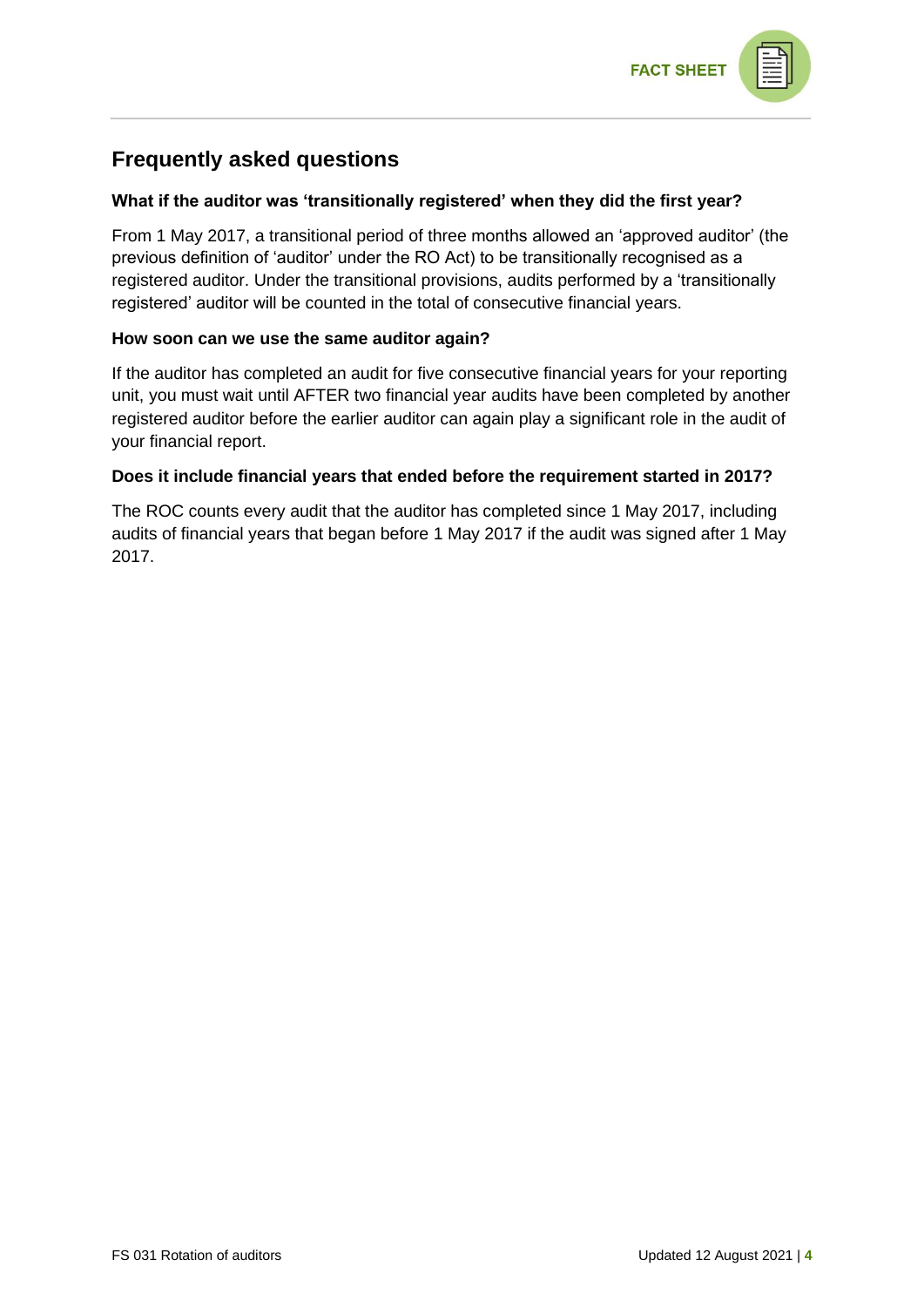## Frequently asked questions

**What if the auditor was 'transitionally registered' when they did the first year?**

From 1 May 2017, a transitional period of three months allowed an 'approved auditor' (the previous definition of 'auditor' under the RO Act) to be transitionally recognised as a registered auditor. Under the transitional provisions, audits performed by a 'transitionally registered' auditor will be counted in the total of consecutive financial years.

**How soon can we use the same auditor again?**

If the auditor has completed an audit for five consecutive financial years for your reporting unit, you must wait until AFTER two financial year audits have been completed by another registered auditor before the earlier auditor can again play a significant role in the audit of your financial report.

**Does it include financial years that ended before the requirement started in 2017?**

The ROC counts every audit that the auditor has completed since 1 May 2017, including audits of financial years that began before 1 May 2017 if the audit was signed after 1 May 2017.